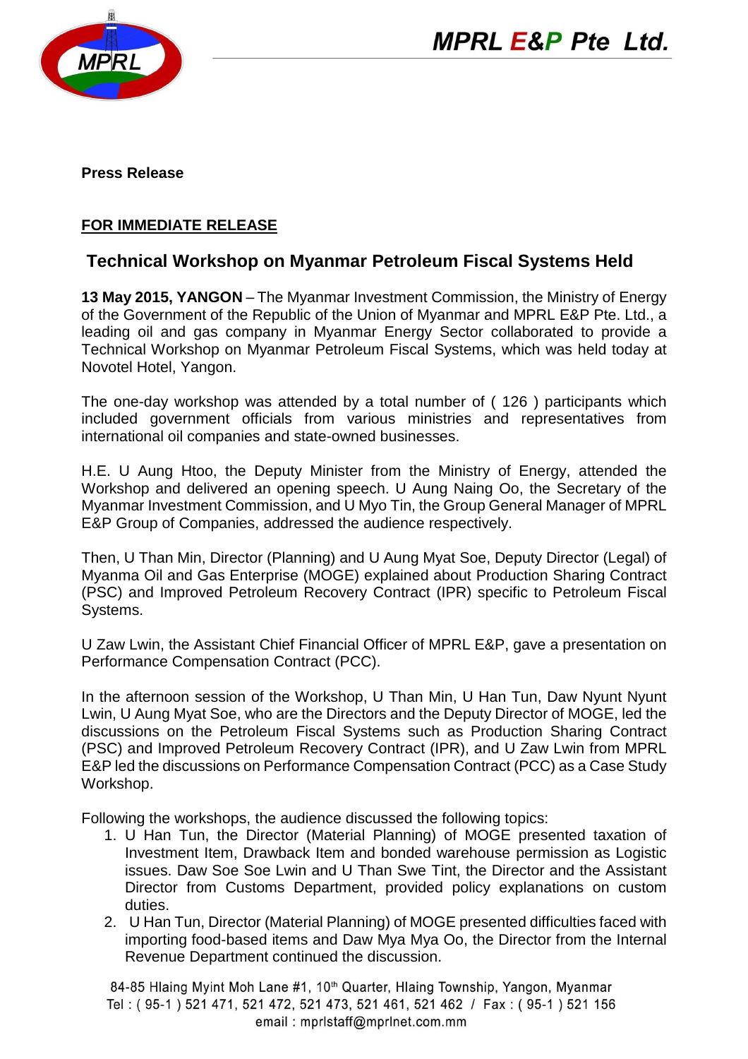**Press Release**

**FOR IMMEDIATE RELEASE**

## Technical Workshop on Myanmar Petroleum Fiscal Systems Held

**13 May 2015, YANGON** – The Myanmar Investment Commission, the Ministry of Energy of the Government of the Republic of the Union of Myanmar and MPRL E&P Pte. Ltd., a leading oil and gas company in Myanmar Energy Sector collaborated to provide a Technical Workshop on Myanmar Petroleum Fiscal Systems, which was held today at Novotel Hotel, Yangon.

The one-day workshop was attended by a total number of ( 126 ) participants which included government officials from various ministries and representatives from international oil companies and state-owned businesses.

H.E. U Aung Htoo, the Deputy Minister from the Ministry of Energy, attended the Workshop and delivered an opening speech. U Aung Naing Oo, the Secretary of the Myanmar Investment Commission, and U Myo Tin, the Group General Manager of MPRL E&P Group of Companies, addressed the audience respectively.

Then, U Than Min, Director (Planning) and U Aung Myat Soe, Deputy Director (Legal) of Myanma Oil and Gas Enterprise (MOGE) explained about Production Sharing Contract (PSC) and Improved Petroleum Recovery Contract (IPR) specific to Petroleum Fiscal Systems.

U Zaw Lwin, the Assistant Chief Financial Officer of MPRL E&P, gave a presentation on Performance Compensation Contract (PCC).

In the afternoon session of the Workshop, U Than Min, U Han Tun, Daw Nyunt Nyunt Lwin, U Aung Myat Soe, who are the Directors and the Deputy Director of MOGE, led the discussions on the Petroleum Fiscal Systems such as Production Sharing Contract (PSC) and Improved Petroleum Recovery Contract (IPR), and U Zaw Lwin from MPRL E&P led the discussions on Performance Compensation Contract (PCC) as a Case Study Workshop.

Following the workshops, the audience discussed the following topics:

1. U Han Tun, the Director (Material Planning) of MOGE presented taxation of Investment Item, Drawback Item and bonded warehouse permission as Logistic issues. Daw Soe Soe Lwin and U Than Swe Tint, the Director and the Assistant Director from Customs Department, provided policy explanations on custom duties.
2. U Han Tun, Director (Material Planning) of MOGE presented difficulties faced with importing food-based items and Daw Mya Mya Oo, the Director from the Internal Revenue Department continued the discussion.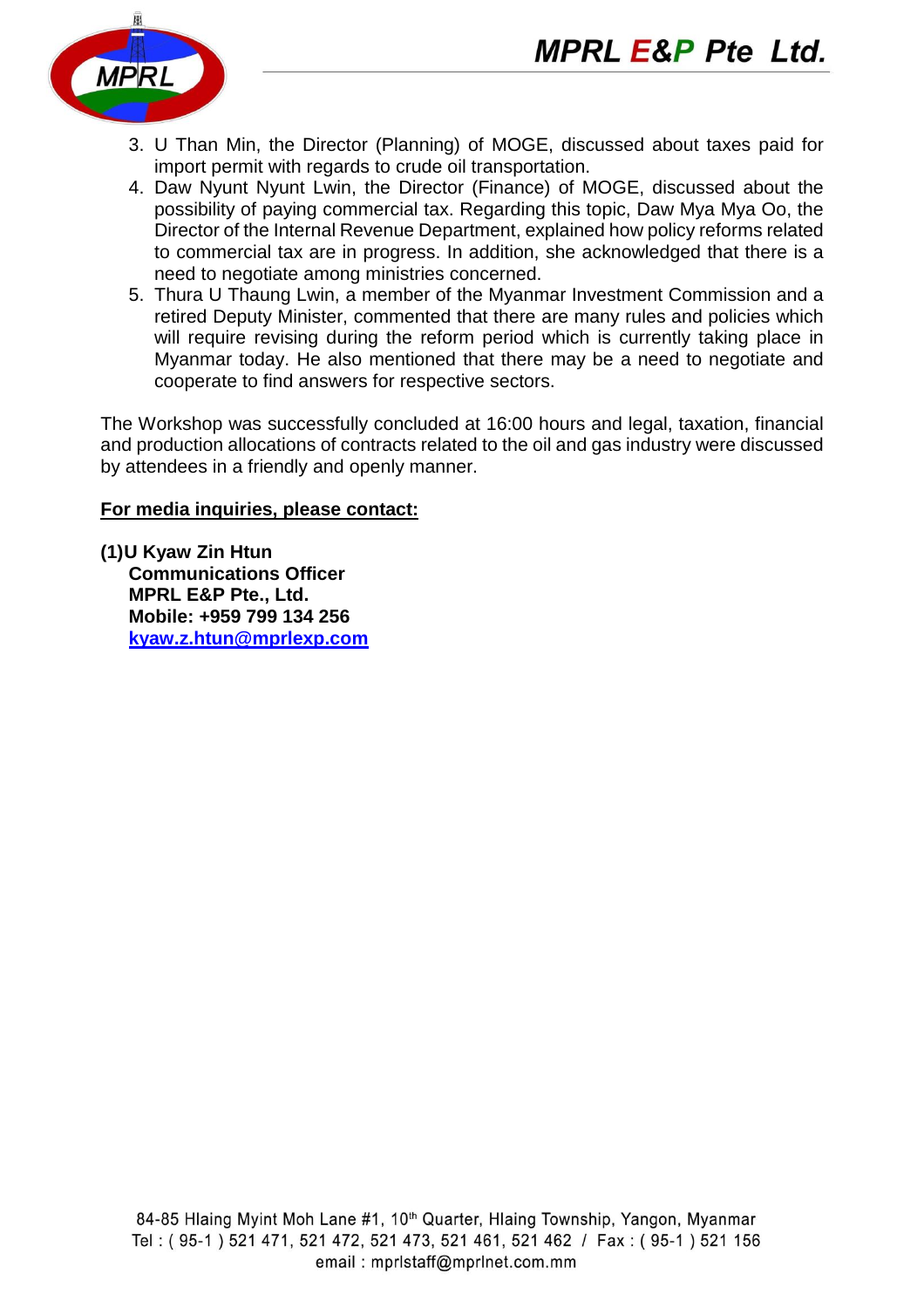3. U Than Min, the Director (Planning) of MOGE, discussed about taxes paid for import permit with regards to crude oil transportation.
4. Daw Nyunt Nyunt Lwin, the Director (Finance) of MOGE, discussed about the possibility of paying commercial tax. Regarding this topic, Daw Mya Mya Oo, the Director of the Internal Revenue Department, explained how policy reforms related to commercial tax are in progress. In addition, she acknowledged that there is a need to negotiate among ministries concerned.
5. Thura U Thaung Lwin, a member of the Myanmar Investment Commission and a retired Deputy Minister, commented that there are many rules and policies which will require revising during the reform period which is currently taking place in Myanmar today. He also mentioned that there may be a need to negotiate and cooperate to find answers for respective sectors.

The Workshop was successfully concluded at 16:00 hours and legal, taxation, financial and production allocations of contracts related to the oil and gas industry were discussed by attendees in a friendly and openly manner.

**For media inquiries, please contact:**

**(1)U Kyaw Zin Htun**
**Communications Officer**
**MPRL E&P Pte., Ltd.**
**Mobile: +959 799 134 256**
**kyaw.z.htun@mprlexp.com**